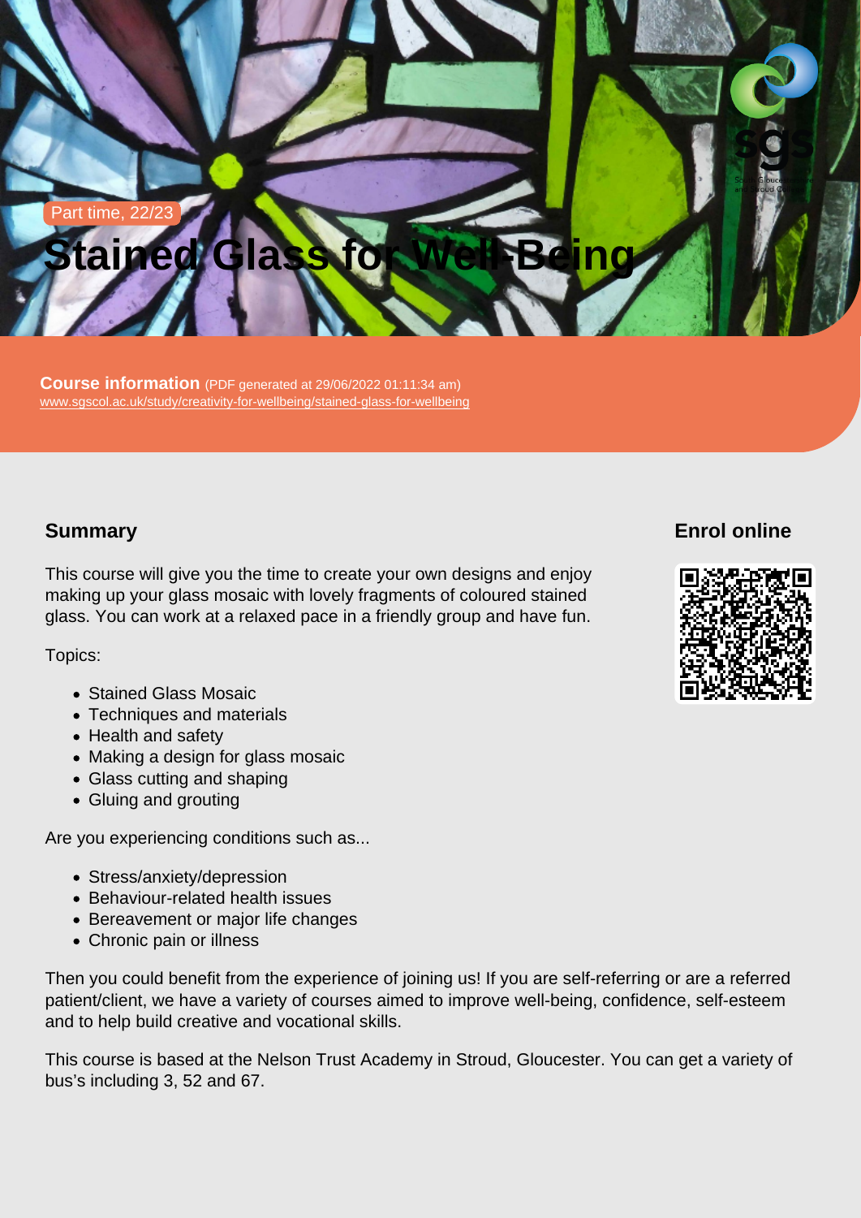Part time, 22/23

# Stained Glass for Well-Being

**Course information** (PDF generated at 29/06/2022 01:11:34 am)
www.sgscol.ac.uk/study/creativity-for-wellbeing/stained-glass-for-wellbeing

## Summary

This course will give you the time to create your own designs and enjoy making up your glass mosaic with lovely fragments of coloured stained glass. You can work at a relaxed pace in a friendly group and have fun.

Topics:

- Stained Glass Mosaic
- Techniques and materials
- Health and safety
- Making a design for glass mosaic
- Glass cutting and shaping
- Gluing and grouting

Are you experiencing conditions such as...

- Stress/anxiety/depression
- Behaviour-related health issues
- Bereavement or major life changes
- Chronic pain or illness

Then you could benefit from the experience of joining us! If you are self-referring or are a referred patient/client, we have a variety of courses aimed to improve well-being, confidence, self-esteem and to help build creative and vocational skills.

This course is based at the Nelson Trust Academy in Stroud, Gloucester. You can get a variety of bus's including 3, 52 and 67.

## Enrol online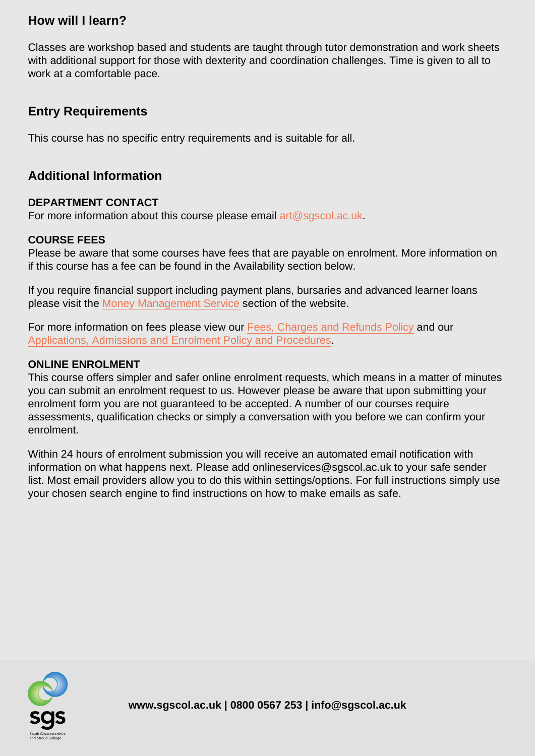## How will I learn?

Classes are workshop based and students are taught through tutor demonstration and work sheets with additional support for those with dexterity and coordination challenges. Time is given to all to work at a comfortable pace.

## Entry Requirements

This course has no specific entry requirements and is suitable for all.

## Additional Information

**DEPARTMENT CONTACT**
For more information about this course please email art@sgscol.ac.uk.

**COURSE FEES**
Please be aware that some courses have fees that are payable on enrolment. More information on if this course has a fee can be found in the Availability section below.

If you require financial support including payment plans, bursaries and advanced learner loans please visit the Money Management Service section of the website.

For more information on fees please view our Fees, Charges and Refunds Policy and our Applications, Admissions and Enrolment Policy and Procedures.

**ONLINE ENROLMENT**
This course offers simpler and safer online enrolment requests, which means in a matter of minutes you can submit an enrolment request to us. However please be aware that upon submitting your enrolment form you are not guaranteed to be accepted. A number of our courses require assessments, qualification checks or simply a conversation with you before we can confirm your enrolment.

Within 24 hours of enrolment submission you will receive an automated email notification with information on what happens next. Please add onlineservices@sgscol.ac.uk to your safe sender list. Most email providers allow you to do this within settings/options. For full instructions simply use your chosen search engine to find instructions on how to make emails as safe.